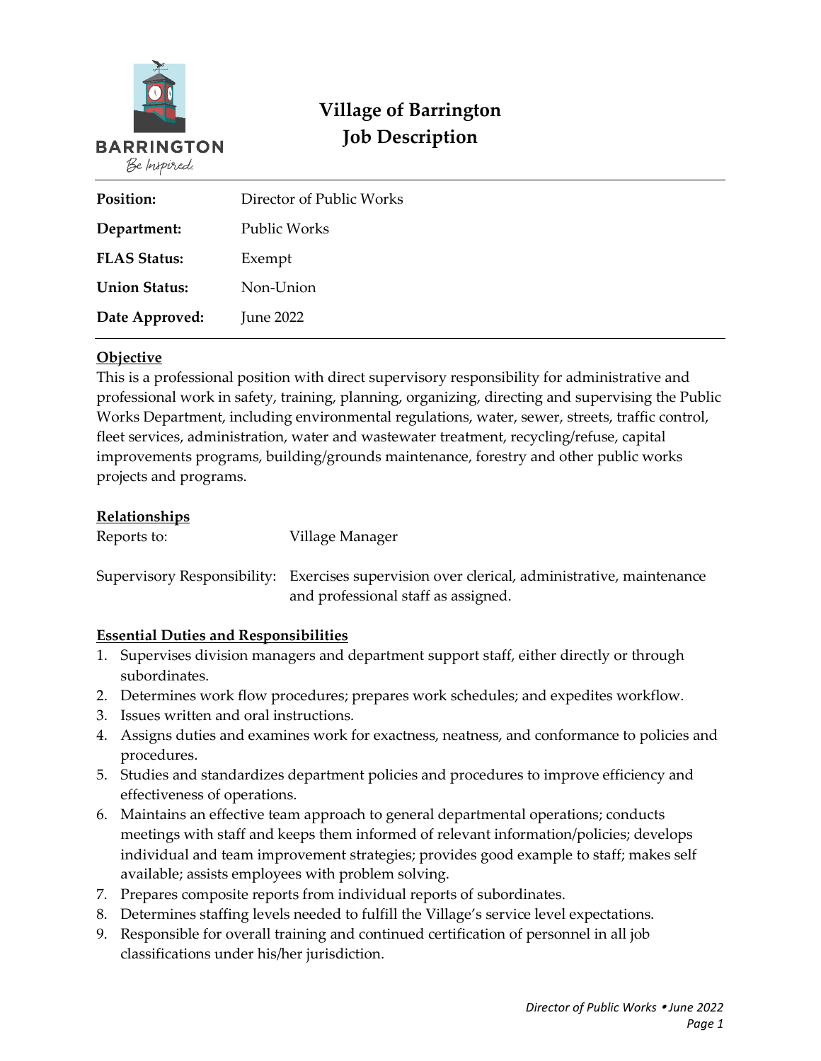BARRINGTON
Be Inspired.

# Village of Barrington
# Job Description

| | |
|---|---|
| **Position:** | Director of Public Works |
| **Department:** | Public Works |
| **FLAS Status:** | Exempt |
| **Union Status:** | Non-Union |
| **Date Approved:** | June 2022 |

## Objective

This is a professional position with direct supervisory responsibility for administrative and professional work in safety, training, planning, organizing, directing and supervising the Public Works Department, including environmental regulations, water, sewer, streets, traffic control, fleet services, administration, water and wastewater treatment, recycling/refuse, capital improvements programs, building/grounds maintenance, forestry and other public works projects and programs.

## Relationships

Reports to: Village Manager

Supervisory Responsibility: Exercises supervision over clerical, administrative, maintenance and professional staff as assigned.

## Essential Duties and Responsibilities

1. Supervises division managers and department support staff, either directly or through subordinates.
2. Determines work flow procedures; prepares work schedules; and expedites workflow.
3. Issues written and oral instructions.
4. Assigns duties and examines work for exactness, neatness, and conformance to policies and procedures.
5. Studies and standardizes department policies and procedures to improve efficiency and effectiveness of operations.
6. Maintains an effective team approach to general departmental operations; conducts meetings with staff and keeps them informed of relevant information/policies; develops individual and team improvement strategies; provides good example to staff; makes self available; assists employees with problem solving.
7. Prepares composite reports from individual reports of subordinates.
8. Determines staffing levels needed to fulfill the Village's service level expectations.
9. Responsible for overall training and continued certification of personnel in all job classifications under his/her jurisdiction.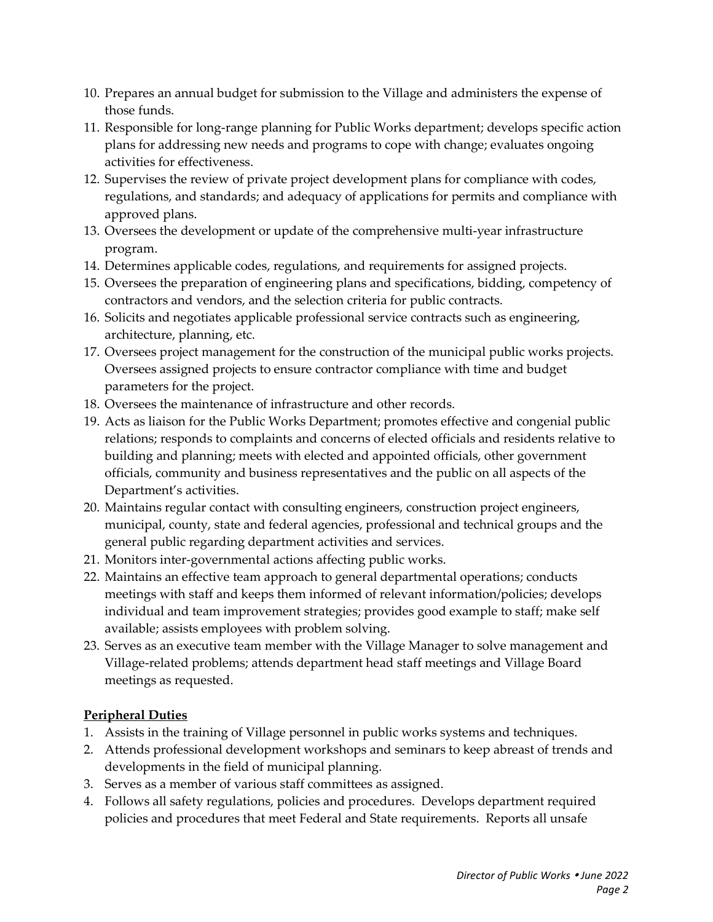10. Prepares an annual budget for submission to the Village and administers the expense of those funds.
11. Responsible for long-range planning for Public Works department; develops specific action plans for addressing new needs and programs to cope with change; evaluates ongoing activities for effectiveness.
12. Supervises the review of private project development plans for compliance with codes, regulations, and standards; and adequacy of applications for permits and compliance with approved plans.
13. Oversees the development or update of the comprehensive multi-year infrastructure program.
14. Determines applicable codes, regulations, and requirements for assigned projects.
15. Oversees the preparation of engineering plans and specifications, bidding, competency of contractors and vendors, and the selection criteria for public contracts.
16. Solicits and negotiates applicable professional service contracts such as engineering, architecture, planning, etc.
17. Oversees project management for the construction of the municipal public works projects. Oversees assigned projects to ensure contractor compliance with time and budget parameters for the project.
18. Oversees the maintenance of infrastructure and other records.
19. Acts as liaison for the Public Works Department; promotes effective and congenial public relations; responds to complaints and concerns of elected officials and residents relative to building and planning; meets with elected and appointed officials, other government officials, community and business representatives and the public on all aspects of the Department's activities.
20. Maintains regular contact with consulting engineers, construction project engineers, municipal, county, state and federal agencies, professional and technical groups and the general public regarding department activities and services.
21. Monitors inter-governmental actions affecting public works.
22. Maintains an effective team approach to general departmental operations; conducts meetings with staff and keeps them informed of relevant information/policies; develops individual and team improvement strategies; provides good example to staff; make self available; assists employees with problem solving.
23. Serves as an executive team member with the Village Manager to solve management and Village-related problems; attends department head staff meetings and Village Board meetings as requested.

**Peripheral Duties**

1. Assists in the training of Village personnel in public works systems and techniques.
2. Attends professional development workshops and seminars to keep abreast of trends and developments in the field of municipal planning.
3. Serves as a member of various staff committees as assigned.
4. Follows all safety regulations, policies and procedures. Develops department required policies and procedures that meet Federal and State requirements. Reports all unsafe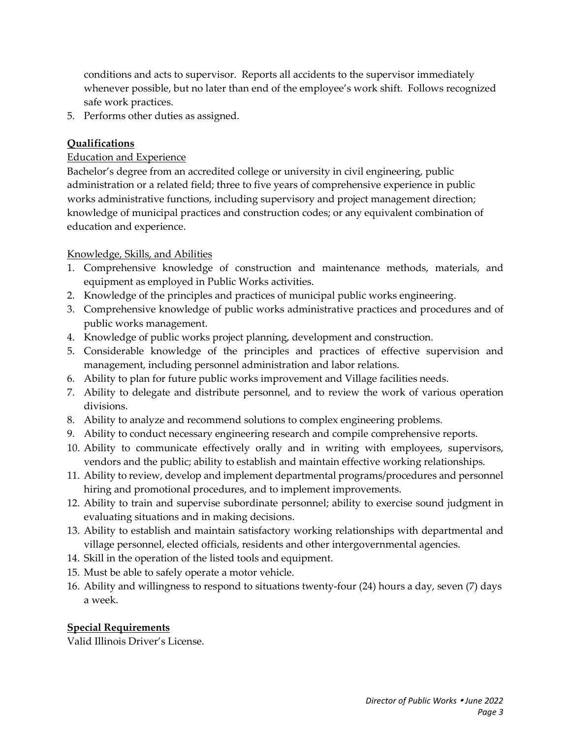conditions and acts to supervisor. Reports all accidents to the supervisor immediately whenever possible, but no later than end of the employee's work shift. Follows recognized safe work practices.

5. Performs other duties as assigned.

**Qualifications**

Education and Experience

Bachelor's degree from an accredited college or university in civil engineering, public administration or a related field; three to five years of comprehensive experience in public works administrative functions, including supervisory and project management direction; knowledge of municipal practices and construction codes; or any equivalent combination of education and experience.

Knowledge, Skills, and Abilities

1. Comprehensive knowledge of construction and maintenance methods, materials, and equipment as employed in Public Works activities.
2. Knowledge of the principles and practices of municipal public works engineering.
3. Comprehensive knowledge of public works administrative practices and procedures and of public works management.
4. Knowledge of public works project planning, development and construction.
5. Considerable knowledge of the principles and practices of effective supervision and management, including personnel administration and labor relations.
6. Ability to plan for future public works improvement and Village facilities needs.
7. Ability to delegate and distribute personnel, and to review the work of various operation divisions.
8. Ability to analyze and recommend solutions to complex engineering problems.
9. Ability to conduct necessary engineering research and compile comprehensive reports.
10. Ability to communicate effectively orally and in writing with employees, supervisors, vendors and the public; ability to establish and maintain effective working relationships.
11. Ability to review, develop and implement departmental programs/procedures and personnel hiring and promotional procedures, and to implement improvements.
12. Ability to train and supervise subordinate personnel; ability to exercise sound judgment in evaluating situations and in making decisions.
13. Ability to establish and maintain satisfactory working relationships with departmental and village personnel, elected officials, residents and other intergovernmental agencies.
14. Skill in the operation of the listed tools and equipment.
15. Must be able to safely operate a motor vehicle.
16. Ability and willingness to respond to situations twenty-four (24) hours a day, seven (7) days a week.

**Special Requirements**

Valid Illinois Driver's License.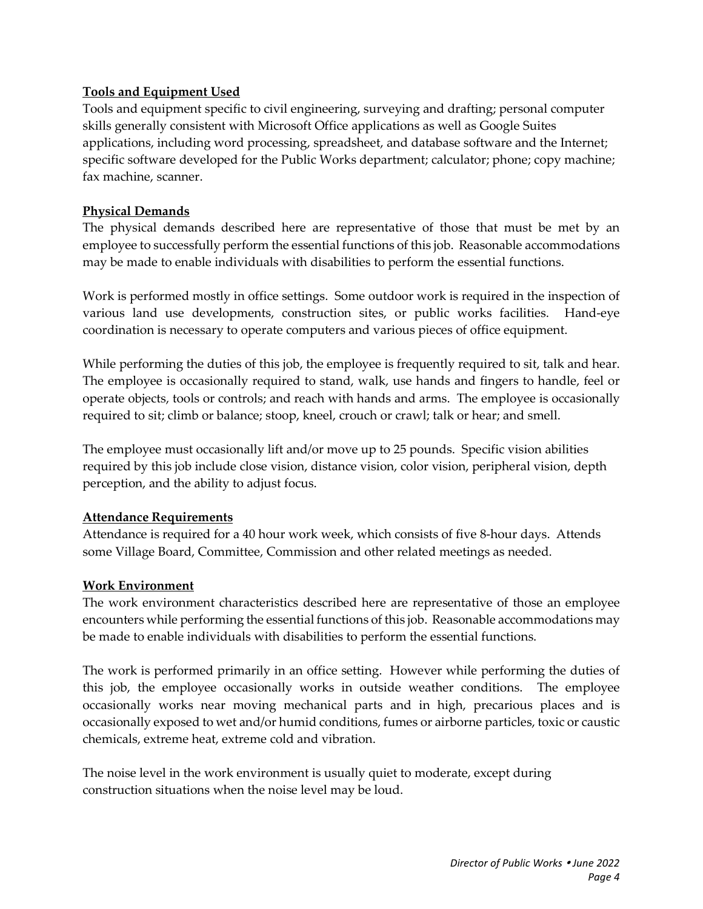**Tools and Equipment Used**

Tools and equipment specific to civil engineering, surveying and drafting; personal computer skills generally consistent with Microsoft Office applications as well as Google Suites applications, including word processing, spreadsheet, and database software and the Internet; specific software developed for the Public Works department; calculator; phone; copy machine; fax machine, scanner.

**Physical Demands**

The physical demands described here are representative of those that must be met by an employee to successfully perform the essential functions of this job. Reasonable accommodations may be made to enable individuals with disabilities to perform the essential functions.

Work is performed mostly in office settings. Some outdoor work is required in the inspection of various land use developments, construction sites, or public works facilities. Hand-eye coordination is necessary to operate computers and various pieces of office equipment.

While performing the duties of this job, the employee is frequently required to sit, talk and hear. The employee is occasionally required to stand, walk, use hands and fingers to handle, feel or operate objects, tools or controls; and reach with hands and arms. The employee is occasionally required to sit; climb or balance; stoop, kneel, crouch or crawl; talk or hear; and smell.

The employee must occasionally lift and/or move up to 25 pounds. Specific vision abilities required by this job include close vision, distance vision, color vision, peripheral vision, depth perception, and the ability to adjust focus.

**Attendance Requirements**

Attendance is required for a 40 hour work week, which consists of five 8-hour days. Attends some Village Board, Committee, Commission and other related meetings as needed.

**Work Environment**

The work environment characteristics described here are representative of those an employee encounters while performing the essential functions of this job. Reasonable accommodations may be made to enable individuals with disabilities to perform the essential functions.

The work is performed primarily in an office setting. However while performing the duties of this job, the employee occasionally works in outside weather conditions. The employee occasionally works near moving mechanical parts and in high, precarious places and is occasionally exposed to wet and/or humid conditions, fumes or airborne particles, toxic or caustic chemicals, extreme heat, extreme cold and vibration.

The noise level in the work environment is usually quiet to moderate, except during construction situations when the noise level may be loud.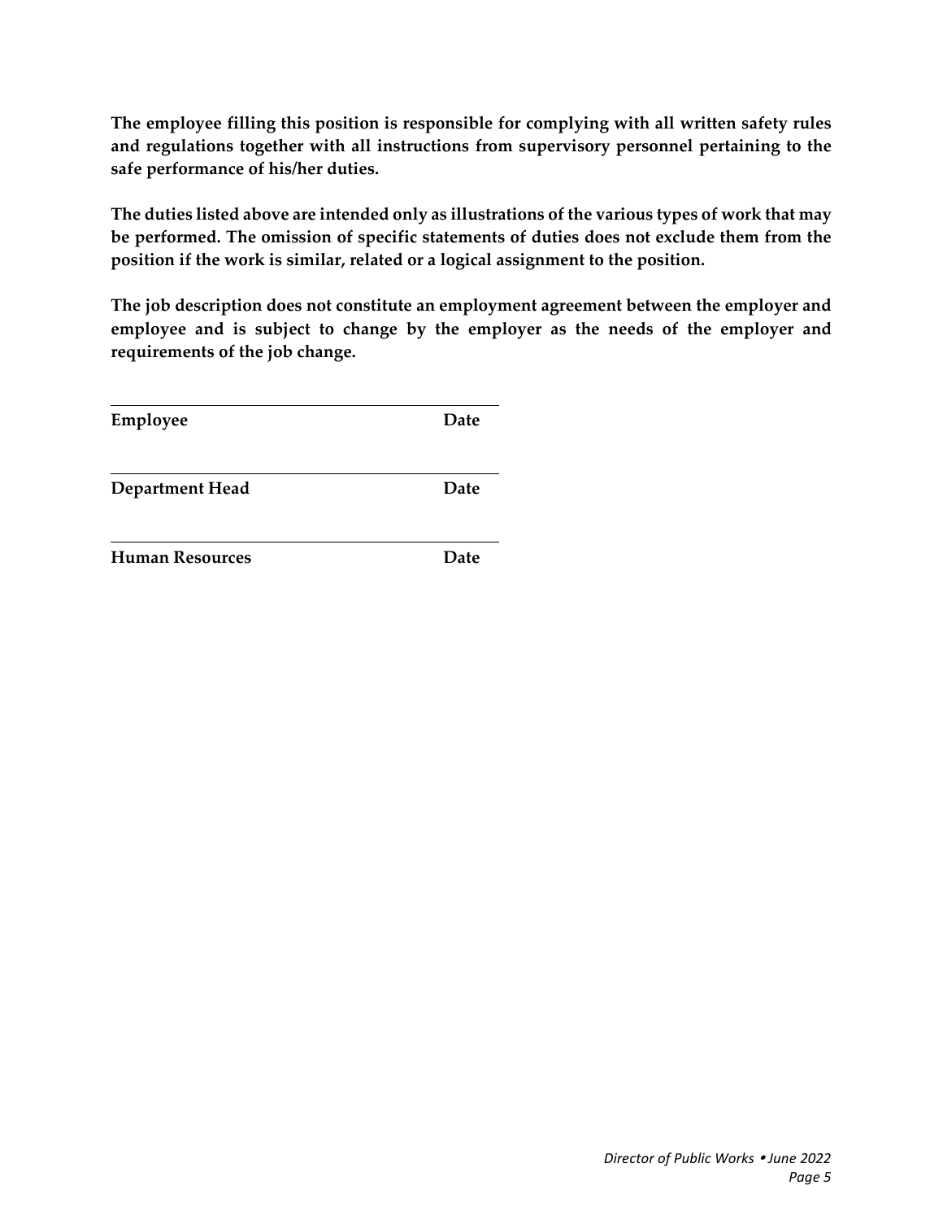**The employee filling this position is responsible for complying with all written safety rules and regulations together with all instructions from supervisory personnel pertaining to the safe performance of his/her duties.**

**The duties listed above are intended only as illustrations of the various types of work that may be performed. The omission of specific statements of duties does not exclude them from the position if the work is similar, related or a logical assignment to the position.**

**The job description does not constitute an employment agreement between the employer and employee and is subject to change by the employer as the needs of the employer and requirements of the job change.**

\_\_\_\_\_\_\_\_\_\_\_\_\_\_\_\_\_\_\_\_\_\_\_\_\_\_\_\_\_\_\_\_\_\_\_\_\_\_\_\_

**Employee** **Date**

\_\_\_\_\_\_\_\_\_\_\_\_\_\_\_\_\_\_\_\_\_\_\_\_\_\_\_\_\_\_\_\_\_\_\_\_\_\_\_\_

**Department Head** **Date**

\_\_\_\_\_\_\_\_\_\_\_\_\_\_\_\_\_\_\_\_\_\_\_\_\_\_\_\_\_\_\_\_\_\_\_\_\_\_\_\_

**Human Resources** **Date**